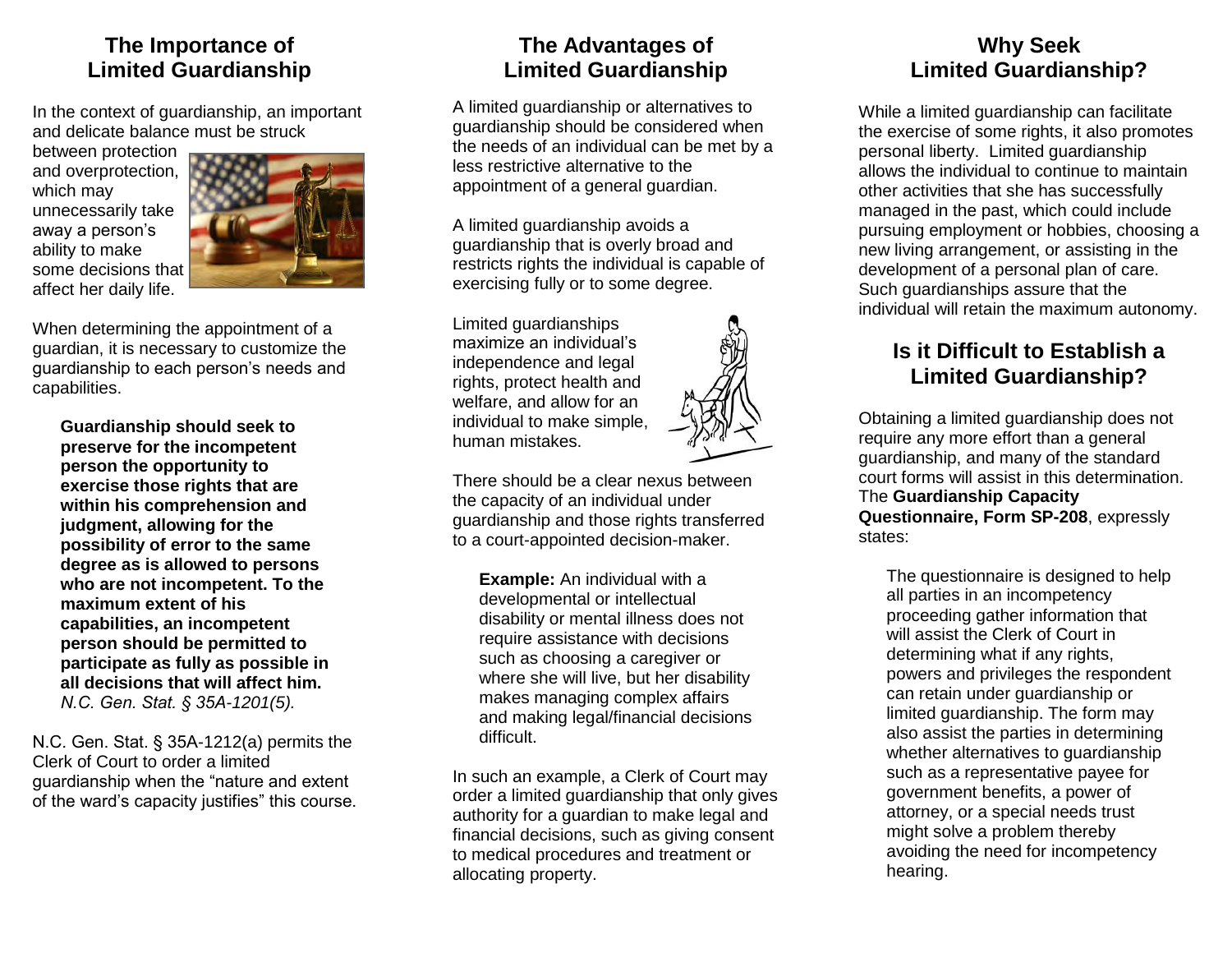## The Importance of Limited Guardianship

In the context of guardianship, an important and delicate balance must be struck between protection and overprotection, which may unnecessarily take away a person's ability to make some decisions that affect her daily life.

When determining the appointment of a guardian, it is necessary to customize the guardianship to each person's needs and capabilities.

> **Guardianship should seek to preserve for the incompetent person the opportunity to exercise those rights that are within his comprehension and judgment, allowing for the possibility of error to the same degree as is allowed to persons who are not incompetent. To the maximum extent of his capabilities, an incompetent person should be permitted to participate as fully as possible in all decisions that will affect him.** *N.C. Gen. Stat. § 35A-1201(5).*

N.C. Gen. Stat. § 35A-1212(a) permits the Clerk of Court to order a limited guardianship when the "nature and extent of the ward's capacity justifies" this course.

## The Advantages of Limited Guardianship

A limited guardianship or alternatives to guardianship should be considered when the needs of an individual can be met by a less restrictive alternative to the appointment of a general guardian.

A limited guardianship avoids a guardianship that is overly broad and restricts rights the individual is capable of exercising fully or to some degree.

Limited guardianships maximize an individual's independence and legal rights, protect health and welfare, and allow for an individual to make simple, human mistakes.

There should be a clear nexus between the capacity of an individual under guardianship and those rights transferred to a court-appointed decision-maker.

> **Example:** An individual with a developmental or intellectual disability or mental illness does not require assistance with decisions such as choosing a caregiver or where she will live, but her disability makes managing complex affairs and making legal/financial decisions difficult.

In such an example, a Clerk of Court may order a limited guardianship that only gives authority for a guardian to make legal and financial decisions, such as giving consent to medical procedures and treatment or allocating property.

## Why Seek Limited Guardianship?

While a limited guardianship can facilitate the exercise of some rights, it also promotes personal liberty. Limited guardianship allows the individual to continue to maintain other activities that she has successfully managed in the past, which could include pursuing employment or hobbies, choosing a new living arrangement, or assisting in the development of a personal plan of care. Such guardianships assure that the individual will retain the maximum autonomy.

## Is it Difficult to Establish a Limited Guardianship?

Obtaining a limited guardianship does not require any more effort than a general guardianship, and many of the standard court forms will assist in this determination. The **Guardianship Capacity Questionnaire, Form SP-208**, expressly states:

> The questionnaire is designed to help all parties in an incompetency proceeding gather information that will assist the Clerk of Court in determining what if any rights, powers and privileges the respondent can retain under guardianship or limited guardianship. The form may also assist the parties in determining whether alternatives to guardianship such as a representative payee for government benefits, a power of attorney, or a special needs trust might solve a problem thereby avoiding the need for incompetency hearing.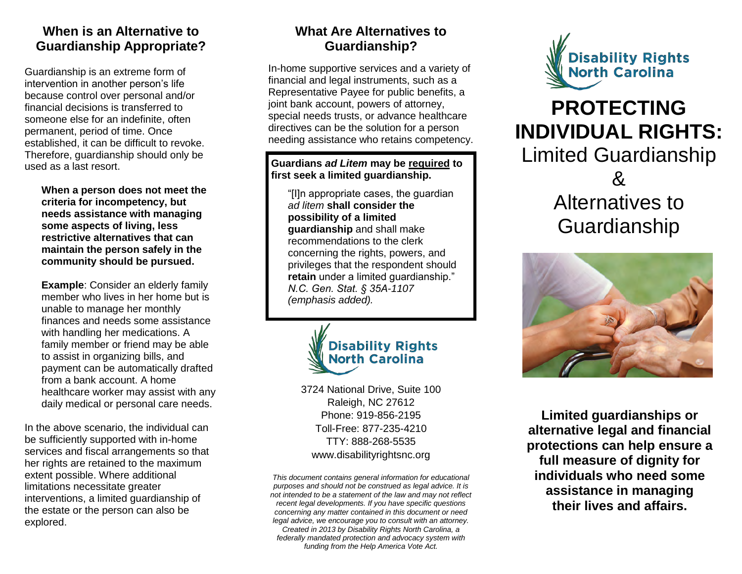## When is an Alternative to Guardianship Appropriate?

Guardianship is an extreme form of intervention in another person's life because control over personal and/or financial decisions is transferred to someone else for an indefinite, often permanent, period of time. Once established, it can be difficult to revoke. Therefore, guardianship should only be used as a last resort.

**When a person does not meet the criteria for incompetency, but needs assistance with managing some aspects of living, less restrictive alternatives that can maintain the person safely in the community should be pursued.**

**Example**: Consider an elderly family member who lives in her home but is unable to manage her monthly finances and needs some assistance with handling her medications. A family member or friend may be able to assist in organizing bills, and payment can be automatically drafted from a bank account. A home healthcare worker may assist with any daily medical or personal care needs.

In the above scenario, the individual can be sufficiently supported with in-home services and fiscal arrangements so that her rights are retained to the maximum extent possible. Where additional limitations necessitate greater interventions, a limited guardianship of the estate or the person can also be explored.

## What Are Alternatives to Guardianship?

In-home supportive services and a variety of financial and legal instruments, such as a Representative Payee for public benefits, a joint bank account, powers of attorney, special needs trusts, or advance healthcare directives can be the solution for a person needing assistance who retains competency.

**Guardians *ad Litem* may be required to first seek a limited guardianship.**

"[I]n appropriate cases, the guardian *ad litem* **shall consider the possibility of a limited guardianship** and shall make recommendations to the clerk concerning the rights, powers, and privileges that the respondent should **retain** under a limited guardianship." *N.C. Gen. Stat. § 35A-1107 (emphasis added).*

Disability Rights North Carolina

3724 National Drive, Suite 100
Raleigh, NC 27612
Phone: 919-856-2195
Toll-Free: 877-235-4210
TTY: 888-268-5535
www.disabilityrightsnc.org

*This document contains general information for educational purposes and should not be construed as legal advice. It is not intended to be a statement of the law and may not reflect recent legal developments. If you have specific questions concerning any matter contained in this document or need legal advice, we encourage you to consult with an attorney. Created in 2013 by Disability Rights North Carolina, a federally mandated protection and advocacy system with funding from the Help America Vote Act.*

Disability Rights North Carolina

# PROTECTING INDIVIDUAL RIGHTS:

## Limited Guardianship & Alternatives to Guardianship

**Limited guardianships or alternative legal and financial protections can help ensure a full measure of dignity for individuals who need some assistance in managing their lives and affairs.**